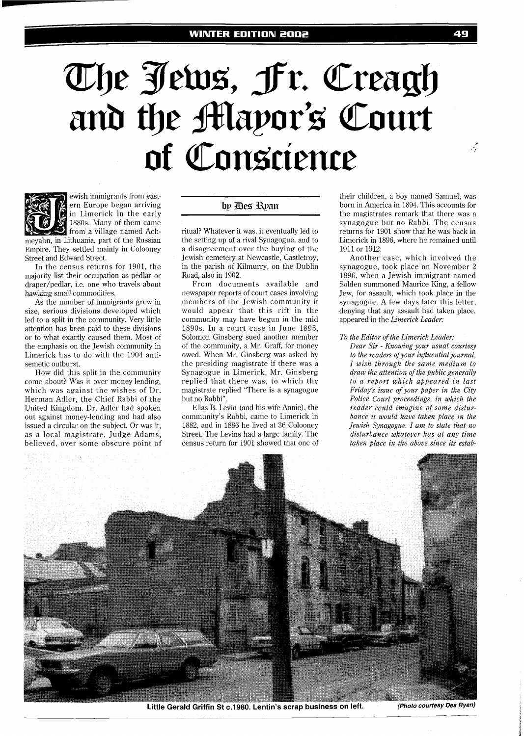# The Jews, Fr. Creagh and the Mayor's Court of Conscience

by Des Ryan

Jewish immigrants from eastern Europe began arriving in Limerick in the early 1880s. Many of them came from a village named Achmeyahn, in Lithuania, part of the Russian Empire. They settled mainly in Colooney Street and Edward Street.

In the census returns for 1901, the majority list their occupation as pedlar or draper/pedlar, i.e. one who travels about hawking small commodities.

As the number of immigrants grew in size, serious divisions developed which led to a split in the community. Very little attention has been paid to these divisions or to what exactly caused them. Most of the emphasis on the Jewish community in Limerick has to do with the 1904 antisemetic outburst.

How did this split in the community come about? Was it over money-lending, which was against the wishes of Dr. Herman Adler, the Chief Rabbi of the United Kingdom. Dr. Adler had spoken out against money-lending and had also issued a circular on the subject. Or was it, as a local magistrate, Judge Adams, believed, over some obscure point of ritual? Whatever it was, it eventually led to the setting up of a rival Synagogue, and to a disagreement over the buying of the Jewish cemetery at Newcastle, Castletroy, in the parish of Kilmurry, on the Dublin Road, also in 1902.

From documents available and newspaper reports of court cases involving members of the Jewish community it would appear that this rift in the community may have begun in the mid 1890s. In a court case in June 1895, Solomon Ginsberg sued another member of the community, a Mr. Graff, for money owed. When Mr. Ginsberg was asked by the presiding magistrate if there was a Synagogue in Limerick, Mr. Ginsberg replied that there was, to which the magistrate replied "There is a synagogue but no Rabbi".

Elias B. Levin (and his wife Annie), the community's Rabbi, came to Limerick in 1882, and in 1886 he lived at 36 Colooney Street. The Levins had a large family. The census return for 1901 showed that one of their children, a boy named Samuel, was born in America in 1894. This accounts for the magistrates remark that there was a synagogue but no Rabbi. The census returns for 1901 show that he was back in Limerick in 1896, where he remained until 1911 or 1912.

Another case, which involved the synagogue, took place on November 2 1896, when a Jewish immigrant named Solden summoned Maurice King, a fellow Jew, for assault, which took place in the synagogue. A few days later this letter, denying that any assault had taken place, appeared in the *Limerick Leader*:

*To the Editor of the Limerick Leader:*

*Dear Sir - Knowing your usual courtesy to the readers of your influential journal, I wish through the same medium to draw the attention of the public generally to a report which appeared in last Friday's issue of your paper in the City Police Court proceedings, in which the reader could imagine of some disturbance it would have taken place in the Jewish Synagogue. I am to state that no disturbance whatever has at any time taken place in the above since its estab-*

Little Gerald Griffin St c.1980. Lentin's scrap business on left. *(Photo courtesy Des Ryan)*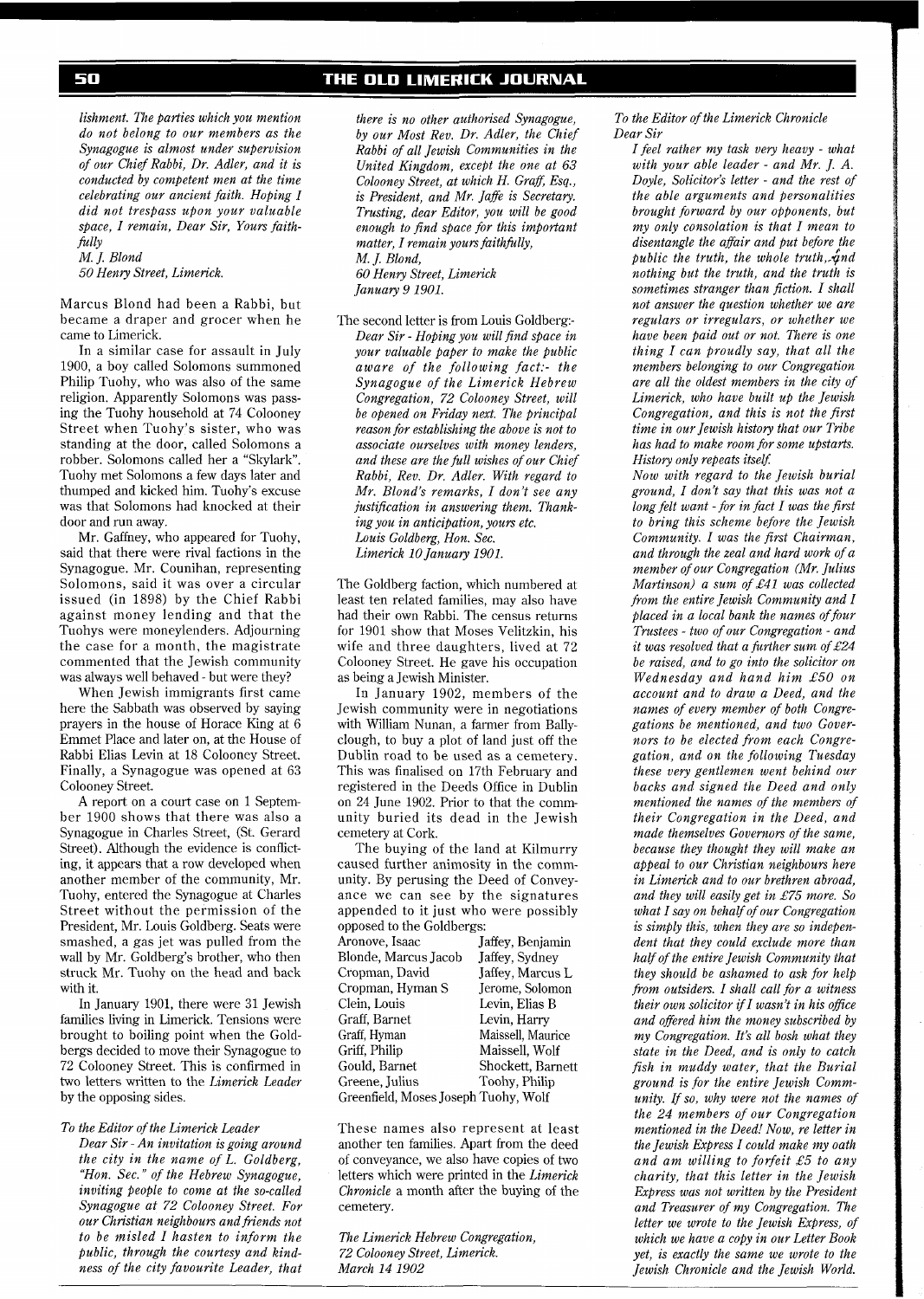*lishment. The parties which you mention do not belong to our members as the Synagogue is almost under supervision of our Chief Rabbi, Dr. Adler, and it is conducted by competent men at the time celebrating our ancient faith. Hoping I did not trespass upon your valuable space, I remain, Dear Sir, Yours faithfully*
*M. J. Blond*
*50 Henry Street, Limerick.*

Marcus Blond had been a Rabbi, but became a draper and grocer when he came to Limerick.

In a similar case for assault in July 1900, a boy called Solomons summoned Philip Tuohy, who was also of the same religion. Apparently Solomons was passing the Tuohy household at 74 Colooney Street when Tuohy's sister, who was standing at the door, called Solomons a robber. Solomons called her a "Skylark". Tuohy met Solomons a few days later and thumped and kicked him. Tuohy's excuse was that Solomons had knocked at their door and run away.

Mr. Gaffney, who appeared for Tuohy, said that there were rival factions in the Synagogue. Mr. Counihan, representing Solomons, said it was over a circular issued (in 1898) by the Chief Rabbi against money lending and that the Tuohys were moneylenders. Adjourning the case for a month, the magistrate commented that the Jewish community was always well behaved - but were they?

When Jewish immigrants first came here the Sabbath was observed by saying prayers in the house of Horace King at 6 Emmet Place and later on, at the House of Rabbi Elias Levin at 18 Colooney Street. Finally, a Synagogue was opened at 63 Colooney Street.

A report on a court case on 1 September 1900 shows that there was also a Synagogue in Charles Street, (St. Gerard Street). Although the evidence is conflicting, it appears that a row developed when another member of the community, Mr. Tuohy, entered the Synagogue at Charles Street without the permission of the President, Mr. Louis Goldberg. Seats were smashed, a gas jet was pulled from the wall by Mr. Goldberg's brother, who then struck Mr. Tuohy on the head and back with it.

In January 1901, there were 31 Jewish families living in Limerick. Tensions were brought to boiling point when the Goldbergs decided to move their Synagogue to 72 Colooney Street. This is confirmed in two letters written to the *Limerick Leader* by the opposing sides.

*To the Editor of the Limerick Leader*
*Dear Sir - An invitation is going around the city in the name of L. Goldberg, "Hon. Sec." of the Hebrew Synagogue, inviting people to come at the so-called Synagogue at 72 Colooney Street. For our Christian neighbours and friends not to be misled I hasten to inform the public, through the courtesy and kindness of the city favourite Leader, that there is no other authorised Synagogue, by our Most Rev. Dr. Adler, the Chief Rabbi of all Jewish Communities in the United Kingdom, except the one at 63 Colooney Street, at which H. Graff, Esq., is President, and Mr. Jaffe is Secretary. Trusting, dear Editor, you will be good enough to find space for this important matter, I remain yours faithfully,*
*M. J. Blond,*
*60 Henry Street, Limerick*
*January 9 1901.*

The second letter is from Louis Goldberg:-
*Dear Sir - Hoping you will find space in your valuable paper to make the public aware of the following fact:- the Synagogue of the Limerick Hebrew Congregation, 72 Colooney Street, will be opened on Friday next. The principal reason for establishing the above is not to associate ourselves with money lenders, and these are the full wishes of our Chief Rabbi, Rev. Dr. Adler. With regard to Mr. Blond's remarks, I don't see any justification in answering them. Thanking you in anticipation, yours etc.*
*Louis Goldberg, Hon. Sec.*
*Limerick 10 January 1901.*

The Goldberg faction, which numbered at least ten related families, may also have had their own Rabbi. The census returns for 1901 show that Moses Velitzkin, his wife and three daughters, lived at 72 Colooney Street. He gave his occupation as being a Jewish Minister.

In January 1902, members of the Jewish community were in negotiations with William Nunan, a farmer from Ballyclough, to buy a plot of land just off the Dublin road to be used as a cemetery. This was finalised on 17th February and registered in the Deeds Office in Dublin on 24 June 1902. Prior to that the community buried its dead in the Jewish cemetery at Cork.

The buying of the land at Kilmurry caused further animosity in the community. By perusing the Deed of Conveyance we can see by the signatures appended to it just who were possibly opposed to the Goldbergs:

| | |
|---|---|
| Aronove, Isaac | Jaffey, Benjamin |
| Blonde, Marcus Jacob | Jaffey, Sydney |
| Cropman, David | Jaffey, Marcus L |
| Cropman, Hyman S | Jerome, Solomon |
| Clein, Louis | Levin, Elias B |
| Graff, Barnet | Levin, Harry |
| Graff, Hyman | Maissell, Maurice |
| Griff, Philip | Maissell, Wolf |
| Gould, Barnet | Shockett, Barnett |
| Greene, Julius | Toohy, Philip |
| Greenfield, Moses Joseph | Tuohy, Wolf |

These names also represent at least another ten families. Apart from the deed of conveyance, we also have copies of two letters which were printed in the *Limerick Chronicle* a month after the buying of the cemetery.

*The Limerick Hebrew Congregation,*
*72 Colooney Street, Limerick.*
*March 14 1902*

*To the Editor of the Limerick Chronicle*
*Dear Sir*
*I feel rather my task very heavy - what with your able leader - and Mr. J. A. Doyle, Solicitor's letter - and the rest of the able arguments and personalities brought forward by our opponents, but my only consolation is that I mean to disentangle the affair and put before the public the truth, the whole truth, and nothing but the truth, and the truth is sometimes stranger than fiction. I shall not answer the question whether we are regulars or irregulars, or whether we have been paid out or not. There is one thing I can proudly say, that all the members belonging to our Congregation are all the oldest members in the city of Limerick, who have built up the Jewish Congregation, and this is not the first time in our Jewish history that our Tribe has had to make room for some upstarts. History only repeats itself.*
*Now with regard to the Jewish burial ground, I don't say that this was not a long felt want - for in fact I was the first to bring this scheme before the Jewish Community. I was the first Chairman, and through the zeal and hard work of a member of our Congregation (Mr. Julius Martinson) a sum of £41 was collected from the entire Jewish Community and I placed in a local bank the names of four Trustees - two of our Congregation - and it was resolved that a further sum of £24 be raised, and to go into the solicitor on Wednesday and hand him £50 on account and to draw a Deed, and the names of every member of both Congregations be mentioned, and two Governors to be elected from each Congregation, and on the following Tuesday these very gentlemen went behind our backs and signed the Deed and only mentioned the names of the members of their Congregation in the Deed, and made themselves Governors of the same, because they thought they will make an appeal to our Christian neighbours here in Limerick and to our brethren abroad, and they will easily get in £75 more. So what I say on behalf of our Congregation is simply this, when they are so independent that they could exclude more than half of the entire Jewish Community that they should be ashamed to ask for help from outsiders. I shall call for a witness their own solicitor if I wasn't in his office and offered him the money subscribed by my Congregation. It's all bosh what they state in the Deed, and is only to catch fish in muddy water, that the Burial ground is for the entire Jewish Community. If so, why were not the names of the 24 members of our Congregation mentioned in the Deed! Now, re letter in the Jewish Express I could make my oath and am willing to forfeit £5 to any charity, that this letter in the Jewish Express was not written by the President and Treasurer of my Congregation. The letter we wrote to the Jewish Express, of which we have a copy in our Letter Book yet, is exactly the same we wrote to the Jewish Chronicle and the Jewish World.*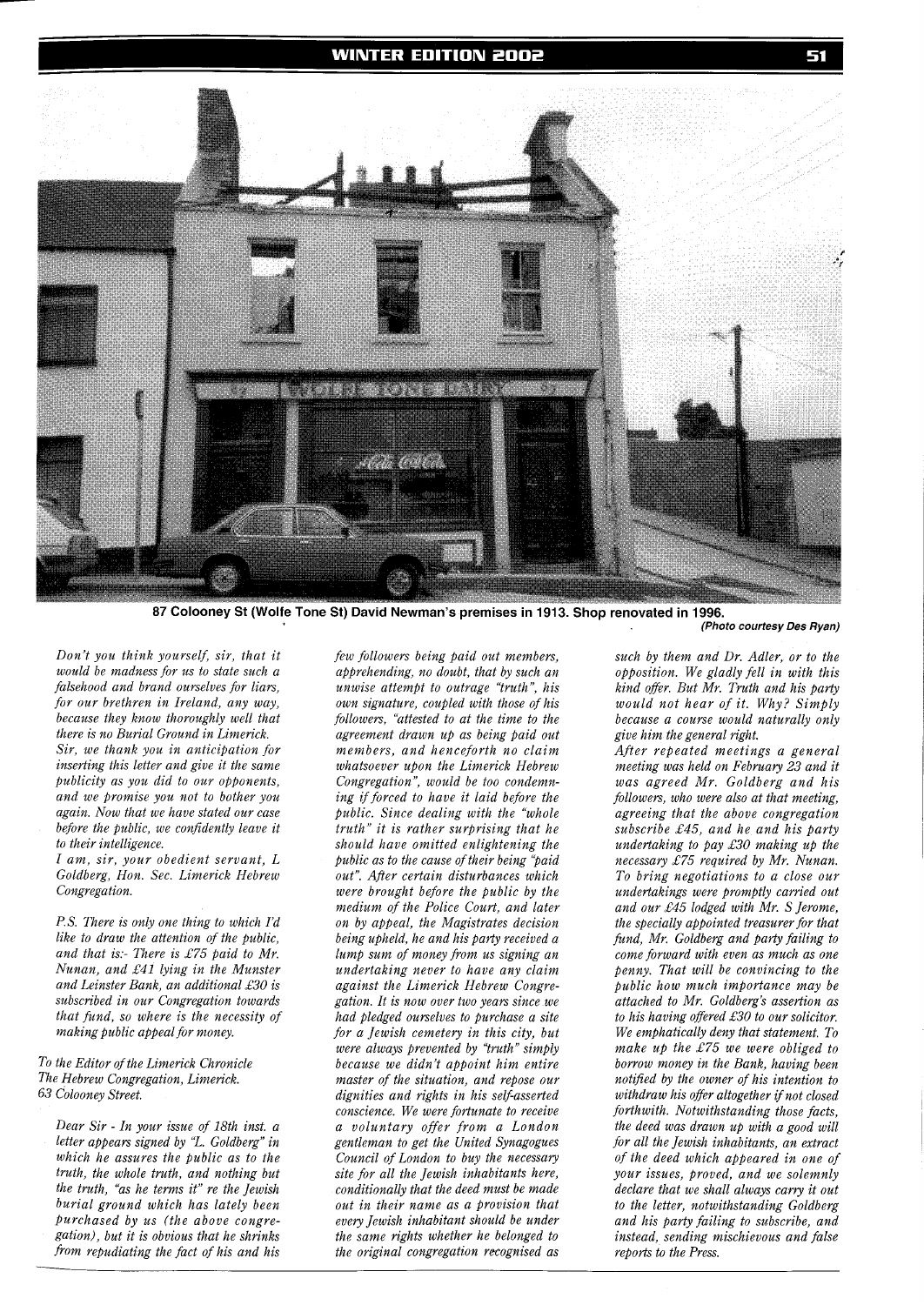87 Colooney St (Wolfe Tone St) David Newman's premises in 1913. Shop renovated in 1996. *(Photo courtesy Des Ryan)*

*Don't you think yourself, sir, that it would be madness for us to state such a falsehood and brand ourselves for liars, for our brethren in Ireland, any way, because they know thoroughly well that there is no Burial Ground in Limerick.*

*Sir, we thank you in anticipation for inserting this letter and give it the same publicity as you did to our opponents, and we promise you not to bother you again. Now that we have stated our case before the public, we confidently leave it to their intelligence.*

*I am, sir, your obedient servant, L Goldberg, Hon. Sec. Limerick Hebrew Congregation.*

*P.S. There is only one thing to which I'd like to draw the attention of the public, and that is:- There is £75 paid to Mr. Nunan, and £41 lying in the Munster and Leinster Bank, an additional £30 is subscribed in our Congregation towards that fund, so where is the necessity of making public appeal for money.*

*To the Editor of the Limerick Chronicle*
*The Hebrew Congregation, Limerick.*
*63 Colooney Street.*

*Dear Sir - In your issue of 18th inst. a letter appears signed by "L. Goldberg" in which he assures the public as to the truth, the whole truth, and nothing but the truth, "as he terms it" re the Jewish burial ground which has lately been purchased by us (the above congregation), but it is obvious that he shrinks from repudiating the fact of his and his few followers being paid out members, apprehending, no doubt, that by such an unwise attempt to outrage "truth", his own signature, coupled with those of his followers, "attested to at the time to the agreement drawn up as being paid out members, and henceforth no claim whatsoever upon the Limerick Hebrew Congregation", would be too condemning if forced to have it laid before the public. Since dealing with the "whole truth" it is rather surprising that he should have omitted enlightening the public as to the cause of their being "paid out". After certain disturbances which were brought before the public by the medium of the Police Court, and later on by appeal, the Magistrates decision being upheld, he and his party received a lump sum of money from us signing an undertaking never to have any claim against the Limerick Hebrew Congregation. It is now over two years since we had pledged ourselves to purchase a site for a Jewish cemetery in this city, but were always prevented by "truth" simply because we didn't appoint him entire master of the situation, and repose our dignities and rights in his self-asserted conscience. We were fortunate to receive a voluntary offer from a London gentleman to get the United Synagogues Council of London to buy the necessary site for all the Jewish inhabitants here, conditionally that the deed must be made out in their name as a provision that every Jewish inhabitant should be under the same rights whether he belonged to the original congregation recognised as such by them and Dr. Adler, or to the opposition. We gladly fell in with this kind offer. But Mr. Truth and his party would not hear of it. Why? Simply because a course would naturally only give him the general right.*

*After repeated meetings a general meeting was held on February 23 and it was agreed Mr. Goldberg and his followers, who were also at that meeting, agreeing that the above congregation subscribe £45, and he and his party undertaking to pay £30 making up the necessary £75 required by Mr. Nunan. To bring negotiations to a close our undertakings were promptly carried out and our £45 lodged with Mr. S Jerome, the specially appointed treasurer for that fund, Mr. Goldberg and party failing to come forward with even as much as one penny. That will be convincing to the public how much importance may be attached to Mr. Goldberg's assertion as to his having offered £30 to our solicitor. We emphatically deny that statement. To make up the £75 we were obliged to borrow money in the Bank, having been notified by the owner of his intention to withdraw his offer altogether if not closed forthwith. Notwithstanding those facts, the deed was drawn up with a good will for all the Jewish inhabitants, an extract of the deed which appeared in one of your issues, proved, and we solemnly declare that we shall always carry it out to the letter, notwithstanding Goldberg and his party failing to subscribe, and instead, sending mischievous and false reports to the Press.*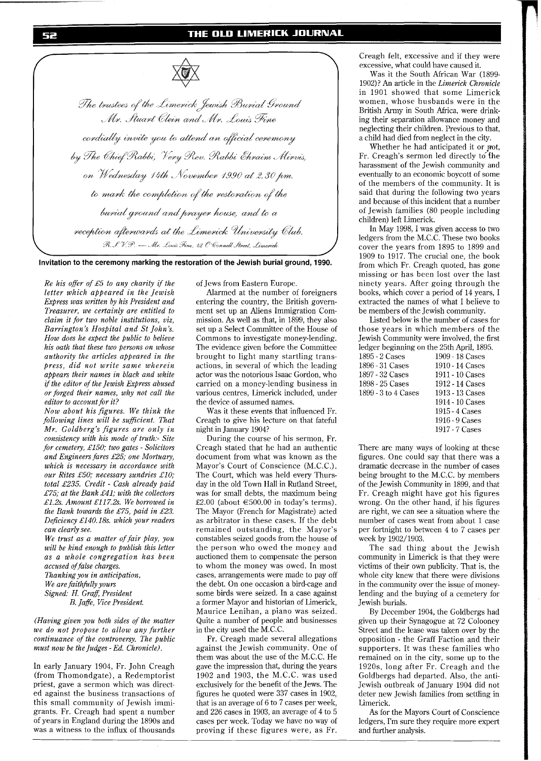The trustees of the Limerick Jewish Burial Ground

Mr. Stuart Clein and Mr. Louis Fine

cordially invite you to attend an official ceremony

by The Chief Rabbi, Very Rev. Rabbi Ehraim Mirvis,

on Wednesday 14th November 1990 at 2.30 pm.

to mark the completion of the restoration of the

burial ground and prayer house, and to a

reception afterwards at the Limerick University Club.

R.S.V.P. — Mr. Louis Fine, 42 O'Connell Street, Limerick.

**Invitation to the ceremony marking the restoration of the Jewish burial ground, 1990.**

*Re his offer of £5 to any charity if the letter which appeared in the Jewish Express was written by his President and Treasurer, we certainly are entitled to claim it for two noble institutions, viz, Barrington's Hospital and St John's. How does he expect the public to believe his oath that these two persons on whose authority the articles appeared in the press, did not write same wherein appears their names in black and white if the editor of the Jewish Express abused or forged their names, why not call the editor to account for it?*

*Now about his figures. We think the following lines will be sufficient. That Mr. Goldberg's figures are only in consistency with his mode of truth:- Site for cemetery, £150; two gates - Solicitors and Engineers fares £25; one Mortuary, which is necessary in accordance with our Rites £50; necessary sundries £10; total £235. Credit - Cash already paid £75; at the Bank £41; with the collectors £1.2s. Amount £117.2s. We borrowed in the Bank towards the £75, paid in £23. Deficiency £140.18s. which your readers can clearly see.*

*We trust as a matter of fair play, you will be kind enough to publish this letter as a whole congregation has been accused of false charges.*

*Thanking you in anticipation,*
*We are faithfully yours*
*Signed: H. Graff, President*
*B. Jaffe, Vice President.*

*(Having given you both sides of the matter we do not propose to allow any further continuance of the controversy. The public must now be the Judges - Ed. Chronicle).*

In early January 1904, Fr. John Creagh (from Thomondgate), a Redemptorist priest, gave a sermon which was directed against the business transactions of this small community of Jewish immigrants. Fr. Creagh had spent a number of years in England during the 1890s and was a witness to the influx of thousands of Jews from Eastern Europe.

Alarmed at the number of foreigners entering the country, the British government set up an Aliens Immigration Commission. As well as that, in 1899, they also set up a Select Committee of the House of Commons to investigate money-lending. The evidence given before the Committee brought to light many startling transactions, in several of which the leading actor was the notorious Isaac Gordon, who carried on a money-lending business in various centres, Limerick included, under the device of assumed names.

Was it these events that influenced Fr. Creagh to give his lecture on that fateful night in January 1904?

During the course of his sermon, Fr. Creagh stated that he had an authentic document from what was known as the Mayor's Court of Conscience (M.C.C.). The Court, which was held every Thursday in the old Town Hall in Rutland Street, was for small debts, the maximum being £2.00 (about €500.00 in today's terms). The Mayor (French for Magistrate) acted as arbitrator in these cases. If the debt remained outstanding, the Mayor's constables seized goods from the house of the person who owed the money and auctioned them to compensate the person to whom the money was owed. In most cases, arrangements were made to pay off the debt. On one occasion a bird-cage and some birds were seized. In a case against a former Mayor and historian of Limerick, Maurice Lenihan, a piano was seized. Quite a number of people and businesses in the city used the M.C.C.

Fr. Creagh made several allegations against the Jewish community. One of them was about the use of the M.C.C. He gave the impression that, during the years 1902 and 1903, the M.C.C. was used exclusively for the benefit of the Jews. The figures he quoted were 337 cases in 1902, that is an average of 6 to 7 cases per week, and 226 cases in 1903, an average of 4 to 5 cases per week. Today we have no way of proving if these figures were, as Fr. Creagh felt, excessive and if they were excessive, what could have caused it.

Was it the South African War (1899-1902)? An article in the *Limerick Chronicle* in 1901 showed that some Limerick women, whose husbands were in the British Army in South Africa, were drinking their separation allowance money and neglecting their children. Previous to that, a child had died from neglect in the city.

Whether he had anticipated it or not, Fr. Creagh's sermon led directly to the harassment of the Jewish community and eventually to an economic boycott of some of the members of the community. It is said that during the following two years and because of this incident that a number of Jewish families (80 people including children) left Limerick.

In May 1998, I was given access to two ledgers from the M.C.C. These two books cover the years from 1895 to 1899 and 1909 to 1917. The crucial one, the book from which Fr. Creagh quoted, has gone missing or has been lost over the last ninety years. After going through the books, which cover a period of 14 years, I extracted the names of what I believe to be members of the Jewish community.

Listed below is the number of cases for those years in which members of the Jewish Community were involved, the first ledger beginning on the 25th April, 1895.

| | |
|---|---|
| 1895 - 2 Cases | 1909 - 18 Cases |
| 1896 - 31 Cases | 1910 - 14 Cases |
| 1897 - 32 Cases | 1911 - 10 Cases |
| 1898 - 25 Cases | 1912 - 14 Cases |
| 1899 - 3 to 4 Cases | 1913 - 13 Cases |
| | 1914 - 10 Cases |
| | 1915 - 4 Cases |
| | 1916 - 9 Cases |
| | 1917 - 7 Cases |

There are many ways of looking at these figures. One could say that there was a dramatic decrease in the number of cases being brought to the M.C.C. by members of the Jewish Community in 1899, and that Fr. Creagh might have got his figures wrong. On the other hand, if his figures are right, we can see a situation where the number of cases went from about 1 case per fortnight to between 4 to 7 cases per week by 1902/1903.

The sad thing about the Jewish community in Limerick is that they were victims of their own publicity. That is, the whole city knew that there were divisions in the community over the issue of money-lending and the buying of a cemetery for Jewish burials.

By December 1904, the Goldbergs had given up their Synagogue at 72 Colooney Street and the lease was taken over by the opposition - the Graff Faction and their supporters. It was these families who remained on in the city, some up to the 1920s, long after Fr. Creagh and the Goldbergs had departed. Also, the anti-Jewish outbreak of January 1904 did not deter new Jewish families from settling in Limerick.

As for the Mayors Court of Conscience ledgers, I'm sure they require more expert and further analysis.